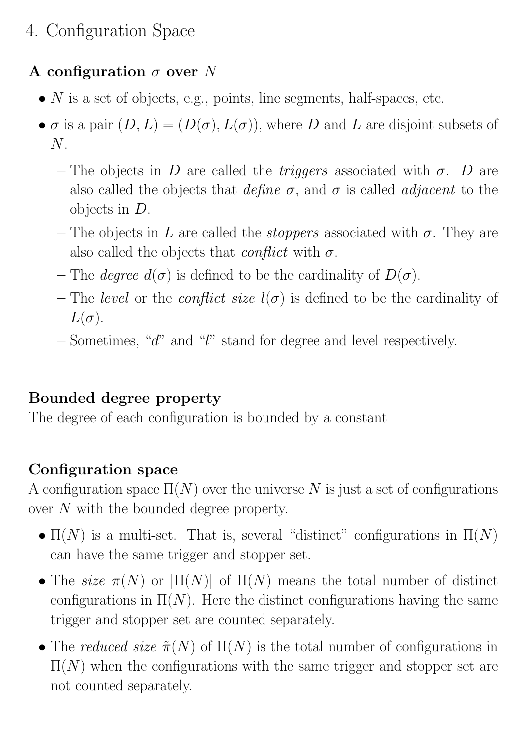# 4. Configuration Space

### A configuration $\sigma$ over $N$

- $N$ is a set of objects, e.g., points, line segments, half-spaces, etc.
- $\sigma$ is a pair $(D, L) = (D(\sigma), L(\sigma))$, where $D$ and $L$ are disjoint subsets of $N$.
  - The objects in $D$ are called the *triggers* associated with $\sigma$. $D$ are also called the objects that *define* $\sigma$, and $\sigma$ is called *adjacent* to the objects in $D$.
  - The objects in $L$ are called the *stoppers* associated with $\sigma$. They are also called the objects that *conflict* with $\sigma$.
  - The *degree* $d(\sigma)$ is defined to be the cardinality of $D(\sigma)$.
  - The *level* or the *conflict size* $l(\sigma)$ is defined to be the cardinality of $L(\sigma)$.
  - Sometimes, "$d$" and "$l$" stand for degree and level respectively.

### Bounded degree property

The degree of each configuration is bounded by a constant

### Configuration space

A configuration space $\Pi(N)$ over the universe $N$ is just a set of configurations over $N$ with the bounded degree property.

- $\Pi(N)$ is a multi-set. That is, several "distinct" configurations in $\Pi(N)$ can have the same trigger and stopper set.
- The *size* $\pi(N)$ or $|\Pi(N)|$ of $\Pi(N)$ means the total number of distinct configurations in $\Pi(N)$. Here the distinct configurations having the same trigger and stopper set are counted separately.
- The *reduced size* $\tilde{\pi}(N)$ of $\Pi(N)$ is the total number of configurations in $\Pi(N)$ when the configurations with the same trigger and stopper set are not counted separately.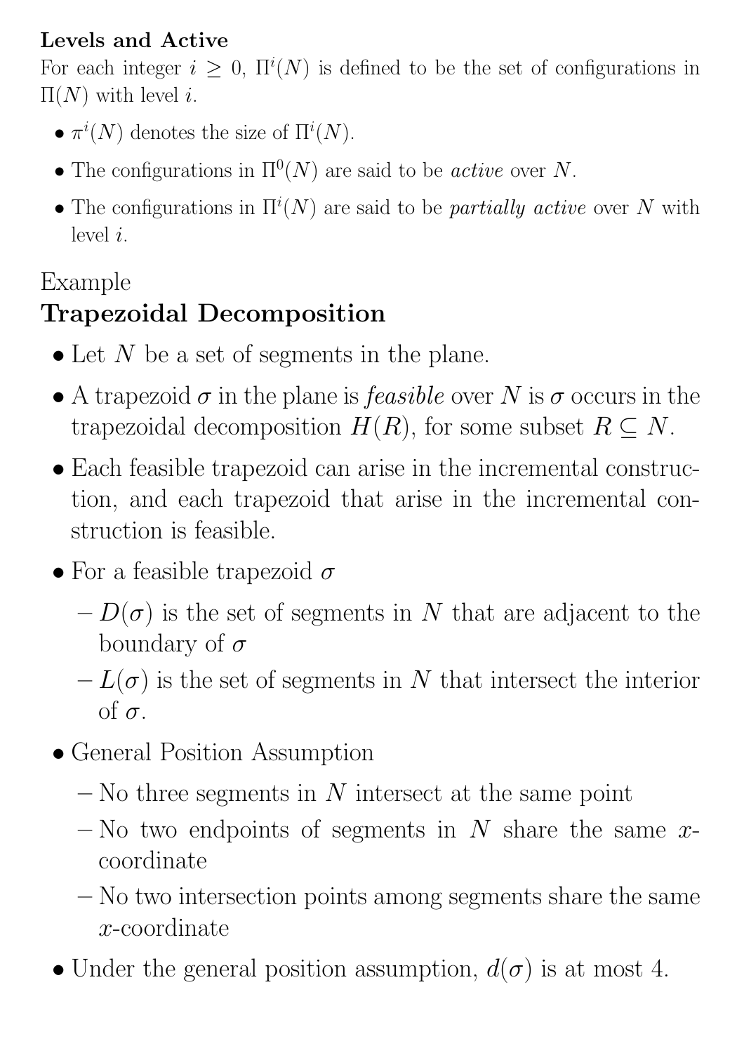**Levels and Active**

For each integer $i \geq 0$, $\Pi^i(N)$ is defined to be the set of configurations in $\Pi(N)$ with level $i$.

- $\pi^i(N)$ denotes the size of $\Pi^i(N)$.
- The configurations in $\Pi^0(N)$ are said to be *active* over $N$.
- The configurations in $\Pi^i(N)$ are said to be *partially active* over $N$ with level $i$.

Example

**Trapezoidal Decomposition**

- Let $N$ be a set of segments in the plane.
- A trapezoid $\sigma$ in the plane is *feasible* over $N$ is $\sigma$ occurs in the trapezoidal decomposition $H(R)$, for some subset $R \subseteq N$.
- Each feasible trapezoid can arise in the incremental construction, and each trapezoid that arise in the incremental construction is feasible.
- For a feasible trapezoid $\sigma$
  - $D(\sigma)$ is the set of segments in $N$ that are adjacent to the boundary of $\sigma$
  - $L(\sigma)$ is the set of segments in $N$ that intersect the interior of $\sigma$.
- General Position Assumption
  - No three segments in $N$ intersect at the same point
  - No two endpoints of segments in $N$ share the same $x$-coordinate
  - No two intersection points among segments share the same $x$-coordinate
- Under the general position assumption, $d(\sigma)$ is at most 4.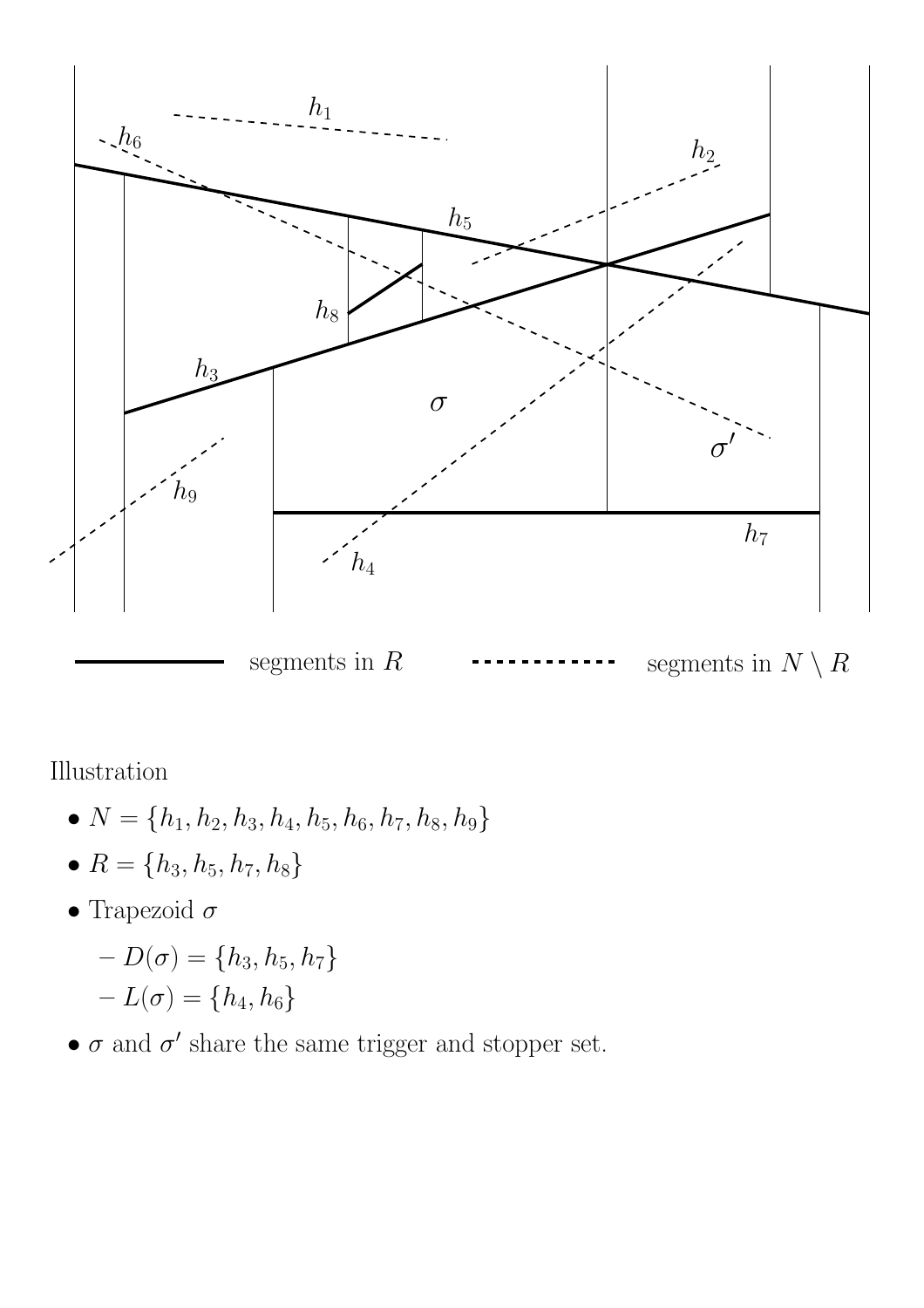Illustration

- $N = \{h_1, h_2, h_3, h_4, h_5, h_6, h_7, h_8, h_9\}$
- $R = \{h_3, h_5, h_7, h_8\}$
- Trapezoid $\sigma$
  - $D(\sigma) = \{h_3, h_5, h_7\}$
  - $L(\sigma) = \{h_4, h_6\}$
- $\sigma$ and $\sigma'$ share the same trigger and stopper set.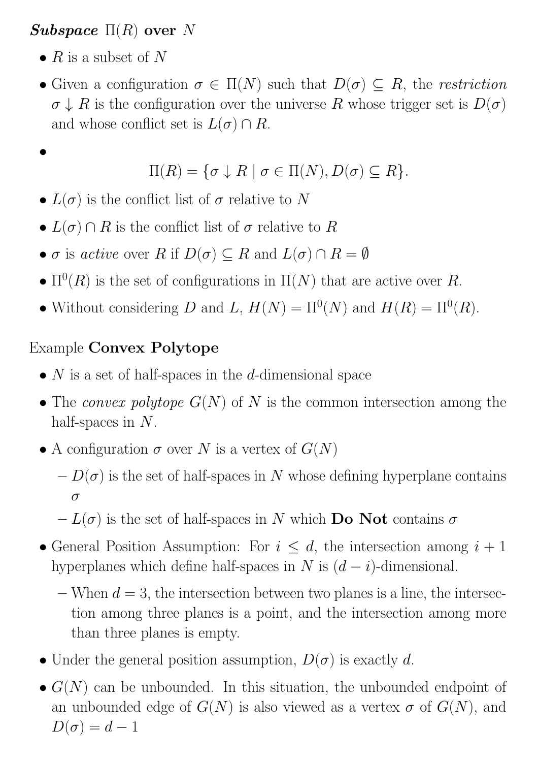***Subspace*** $\Pi(R)$ **over** $N$

- $R$ is a subset of $N$
- Given a configuration $\sigma \in \Pi(N)$ such that $D(\sigma) \subseteq R$, the *restriction* $\sigma \downarrow R$ is the configuration over the universe $R$ whose trigger set is $D(\sigma)$ and whose conflict set is $L(\sigma) \cap R$.
- $$\Pi(R) = \{\sigma \downarrow R \mid \sigma \in \Pi(N), D(\sigma) \subseteq R\}.$$
- $L(\sigma)$ is the conflict list of $\sigma$ relative to $N$
- $L(\sigma) \cap R$ is the conflict list of $\sigma$ relative to $R$
- $\sigma$ is *active* over $R$ if $D(\sigma) \subseteq R$ and $L(\sigma) \cap R = \emptyset$
- $\Pi^0(R)$ is the set of configurations in $\Pi(N)$ that are active over $R$.
- Without considering $D$ and $L$, $H(N) = \Pi^0(N)$ and $H(R) = \Pi^0(R)$.

Example **Convex Polytope**

- $N$ is a set of half-spaces in the $d$-dimensional space
- The *convex polytope* $G(N)$ of $N$ is the common intersection among the half-spaces in $N$.
- A configuration $\sigma$ over $N$ is a vertex of $G(N)$
  - $D(\sigma)$ is the set of half-spaces in $N$ whose defining hyperplane contains $\sigma$
  - $L(\sigma)$ is the set of half-spaces in $N$ which **Do Not** contains $\sigma$
- General Position Assumption: For $i \leq d$, the intersection among $i+1$ hyperplanes which define half-spaces in $N$ is $(d-i)$-dimensional.
  - When $d = 3$, the intersection between two planes is a line, the intersection among three planes is a point, and the intersection among more than three planes is empty.
- Under the general position assumption, $D(\sigma)$ is exactly $d$.
- $G(N)$ can be unbounded. In this situation, the unbounded endpoint of an unbounded edge of $G(N)$ is also viewed as a vertex $\sigma$ of $G(N)$, and $D(\sigma) = d - 1$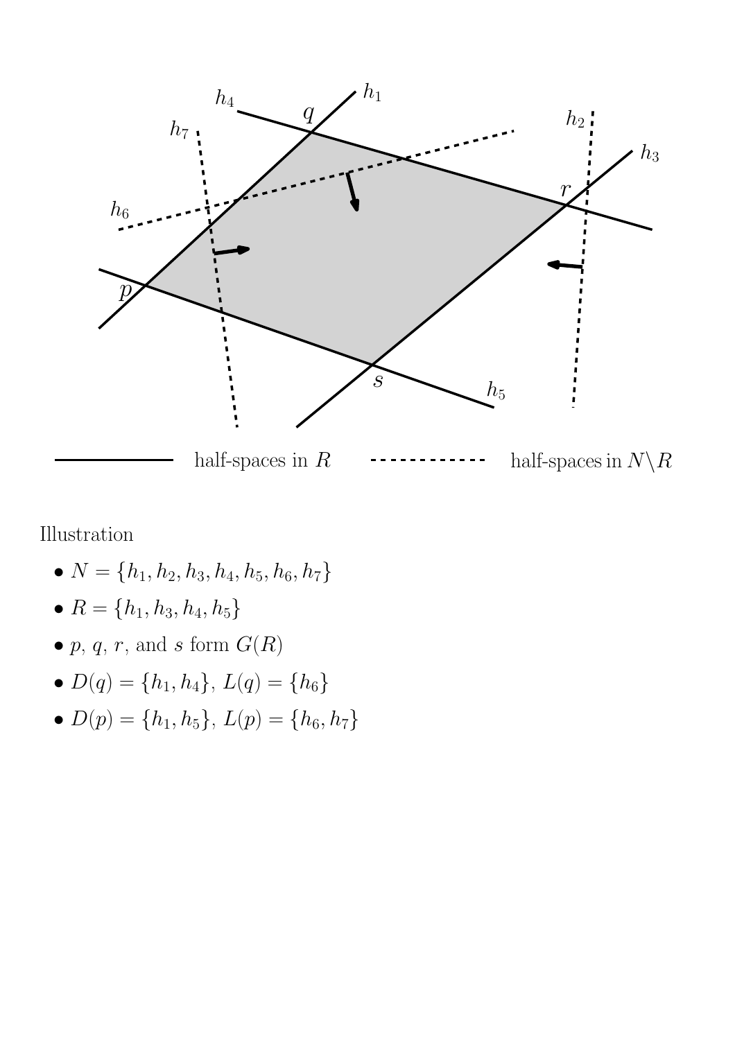Illustration

- $N = \{h_1, h_2, h_3, h_4, h_5, h_6, h_7\}$
- $R = \{h_1, h_3, h_4, h_5\}$
- $p$, $q$, $r$, and $s$ form $G(R)$
- $D(q) = \{h_1, h_4\}$, $L(q) = \{h_6\}$
- $D(p) = \{h_1, h_5\}$, $L(p) = \{h_6, h_7\}$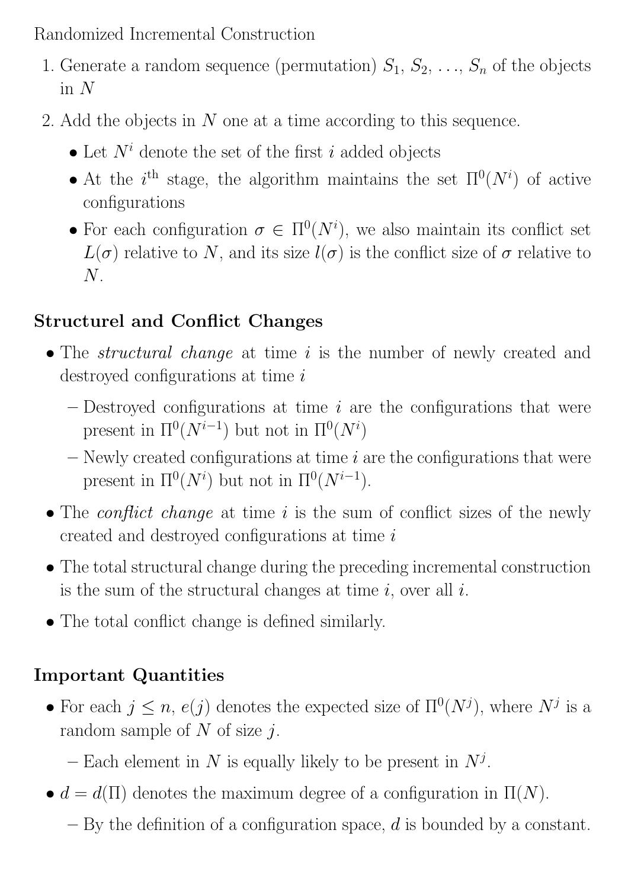Randomized Incremental Construction

1. Generate a random sequence (permutation) $S_1$, $S_2$, ..., $S_n$ of the objects in $N$
2. Add the objects in $N$ one at a time according to this sequence.
   - Let $N^i$ denote the set of the first $i$ added objects
   - At the $i^{\text{th}}$ stage, the algorithm maintains the set $\Pi^0(N^i)$ of active configurations
   - For each configuration $\sigma \in \Pi^0(N^i)$, we also maintain its conflict set $L(\sigma)$ relative to $N$, and its size $l(\sigma)$ is the conflict size of $\sigma$ relative to $N$.

### Structurel and Conflict Changes

- The *structural change* at time $i$ is the number of newly created and destroyed configurations at time $i$
  - Destroyed configurations at time $i$ are the configurations that were present in $\Pi^0(N^{i-1})$ but not in $\Pi^0(N^i)$
  - Newly created configurations at time $i$ are the configurations that were present in $\Pi^0(N^i)$ but not in $\Pi^0(N^{i-1})$.
- The *conflict change* at time $i$ is the sum of conflict sizes of the newly created and destroyed configurations at time $i$
- The total structural change during the preceding incremental construction is the sum of the structural changes at time $i$, over all $i$.
- The total conflict change is defined similarly.

### Important Quantities

- For each $j \leq n$, $e(j)$ denotes the expected size of $\Pi^0(N^j)$, where $N^j$ is a random sample of $N$ of size $j$.
  - Each element in $N$ is equally likely to be present in $N^j$.
- $d = d(\Pi)$ denotes the maximum degree of a configuration in $\Pi(N)$.
  - By the definition of a configuration space, $d$ is bounded by a constant.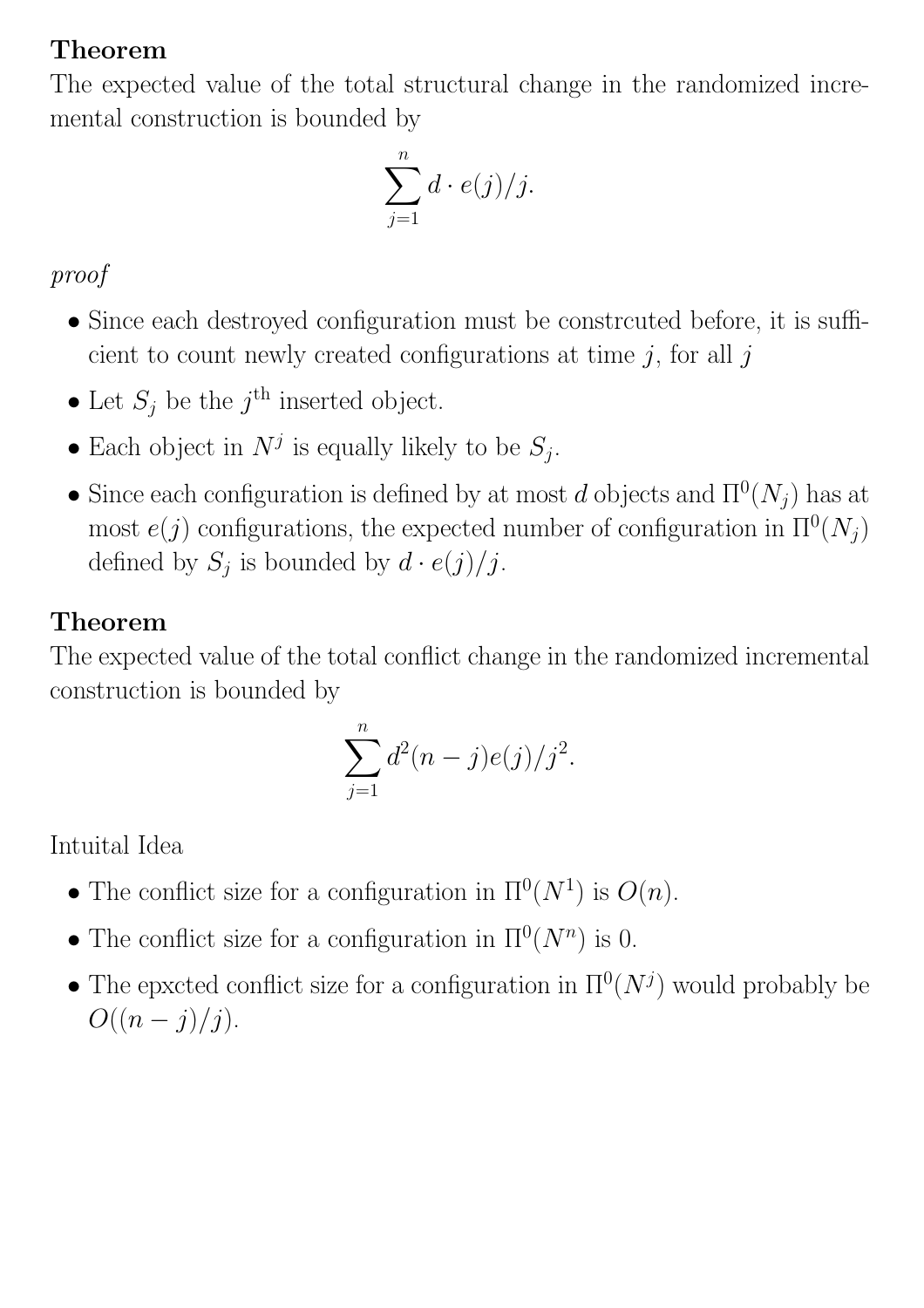**Theorem**
The expected value of the total structural change in the randomized incremental construction is bounded by

$$\sum_{j=1}^{n} d \cdot e(j)/j.$$

*proof*

- Since each destroyed configuration must be constrcuted before, it is sufficient to count newly created configurations at time $j$, for all $j$
- Let $S_j$ be the $j^{\text{th}}$ inserted object.
- Each object in $N^j$ is equally likely to be $S_j$.
- Since each configuration is defined by at most $d$ objects and $\Pi^0(N_j)$ has at most $e(j)$ configurations, the expected number of configuration in $\Pi^0(N_j)$ defined by $S_j$ is bounded by $d \cdot e(j)/j$.

**Theorem**
The expected value of the total conflict change in the randomized incremental construction is bounded by

$$\sum_{j=1}^{n} d^2(n-j)e(j)/j^2.$$

Intuital Idea

- The conflict size for a configuration in $\Pi^0(N^1)$ is $O(n)$.
- The conflict size for a configuration in $\Pi^0(N^n)$ is 0.
- The epxcted conflict size for a configuration in $\Pi^0(N^j)$ would probably be $O((n-j)/j)$.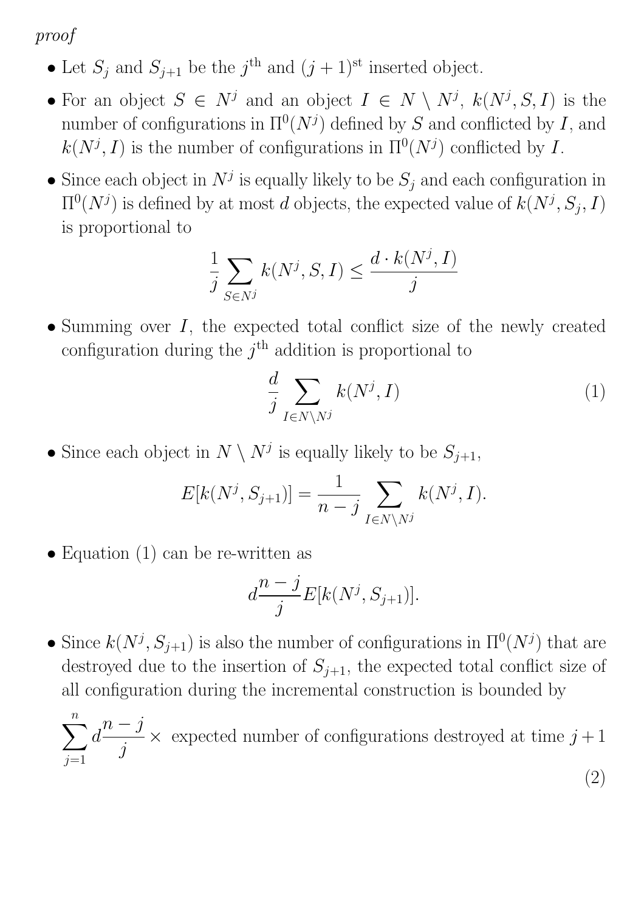*proof*

- Let $S_j$ and $S_{j+1}$ be the $j^{\text{th}}$ and $(j+1)^{\text{st}}$ inserted object.
- For an object $S \in N^j$ and an object $I \in N \setminus N^j$, $k(N^j, S, I)$ is the number of configurations in $\Pi^0(N^j)$ defined by $S$ and conflicted by $I$, and $k(N^j, I)$ is the number of configurations in $\Pi^0(N^j)$ conflicted by $I$.
- Since each object in $N^j$ is equally likely to be $S_j$ and each configuration in $\Pi^0(N^j)$ is defined by at most $d$ objects, the expected value of $k(N^j, S_j, I)$ is proportional to

$$\frac{1}{j} \sum_{S \in N^j} k(N^j, S, I) \leq \frac{d \cdot k(N^j, I)}{j}$$

- Summing over $I$, the expected total conflict size of the newly created configuration during the $j^{\text{th}}$ addition is proportional to

$$\frac{d}{j} \sum_{I \in N \setminus N^j} k(N^j, I) \tag{1}$$

- Since each object in $N \setminus N^j$ is equally likely to be $S_{j+1}$,

$$E[k(N^j, S_{j+1})] = \frac{1}{n-j} \sum_{I \in N \setminus N^j} k(N^j, I).$$

- Equation (1) can be re-written as

$$d \frac{n-j}{j} E[k(N^j, S_{j+1})].$$

- Since $k(N^j, S_{j+1})$ is also the number of configurations in $\Pi^0(N^j)$ that are destroyed due to the insertion of $S_{j+1}$, the expected total conflict size of all configuration during the incremental construction is bounded by

$$\sum_{j=1}^{n} d \frac{n-j}{j} \times \text{ expected number of configurations destroyed at time } j+1 \tag{2}$$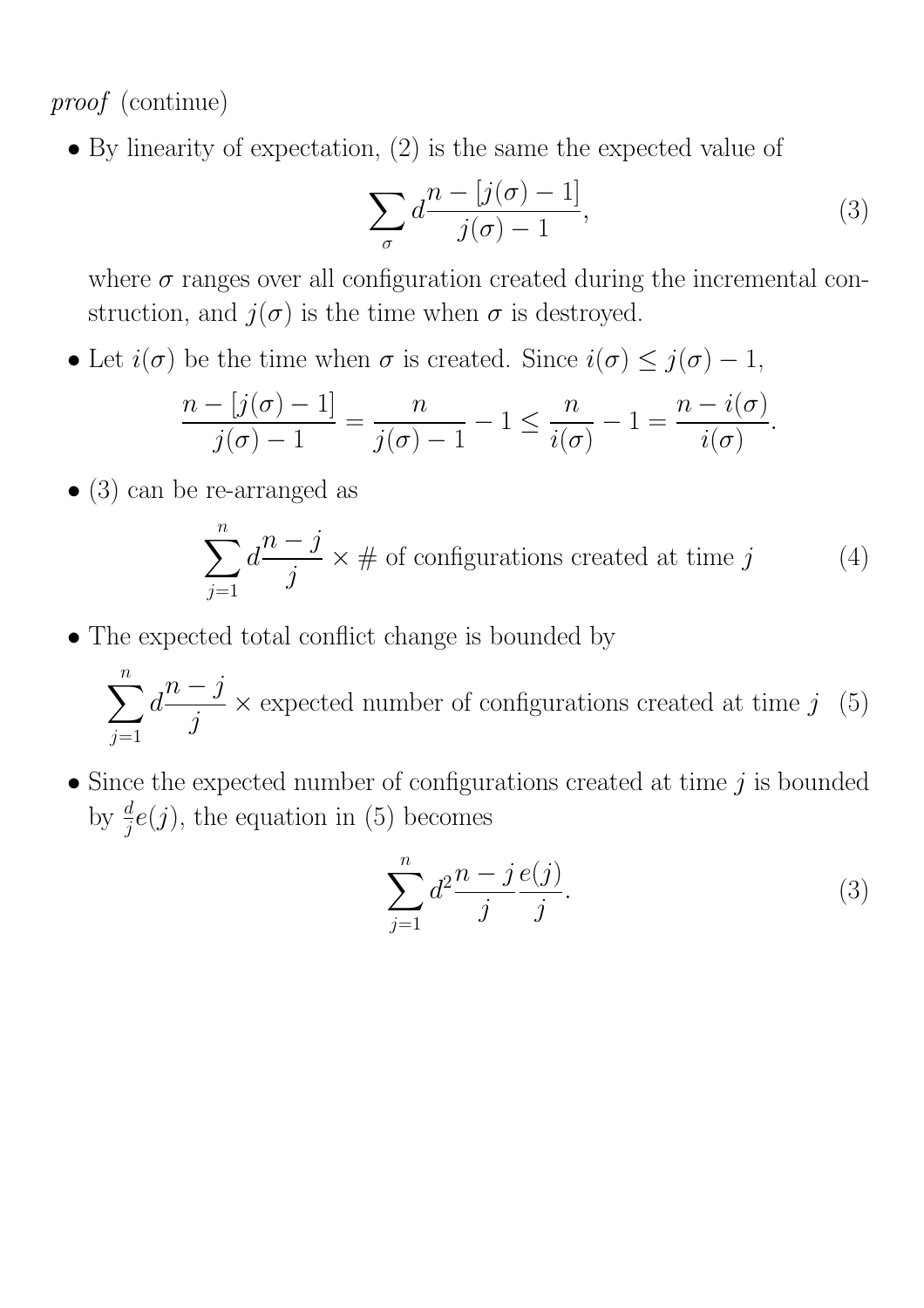*proof* (continue)

- By linearity of expectation, (2) is the same the expected value of

$$\sum_{\sigma} d\frac{n-[j(\sigma)-1]}{j(\sigma)-1}, \tag{3}$$

  where $\sigma$ ranges over all configuration created during the incremental construction, and $j(\sigma)$ is the time when $\sigma$ is destroyed.

- Let $i(\sigma)$ be the time when $\sigma$ is created. Since $i(\sigma) \leq j(\sigma) - 1$,

$$\frac{n-[j(\sigma)-1]}{j(\sigma)-1} = \frac{n}{j(\sigma)-1} - 1 \leq \frac{n}{i(\sigma)} - 1 = \frac{n-i(\sigma)}{i(\sigma)}.$$

- (3) can be re-arranged as

$$\sum_{j=1}^{n} d\frac{n-j}{j} \times \text{\# of configurations created at time } j \tag{4}$$

- The expected total conflict change is bounded by

$$\sum_{j=1}^{n} d\frac{n-j}{j} \times \text{expected number of configurations created at time } j \tag{5}$$

- Since the expected number of configurations created at time $j$ is bounded by $\frac{d}{j}e(j)$, the equation in (5) becomes

$$\sum_{j=1}^{n} d^2\frac{n-j}{j}\frac{e(j)}{j}. \tag{3}$$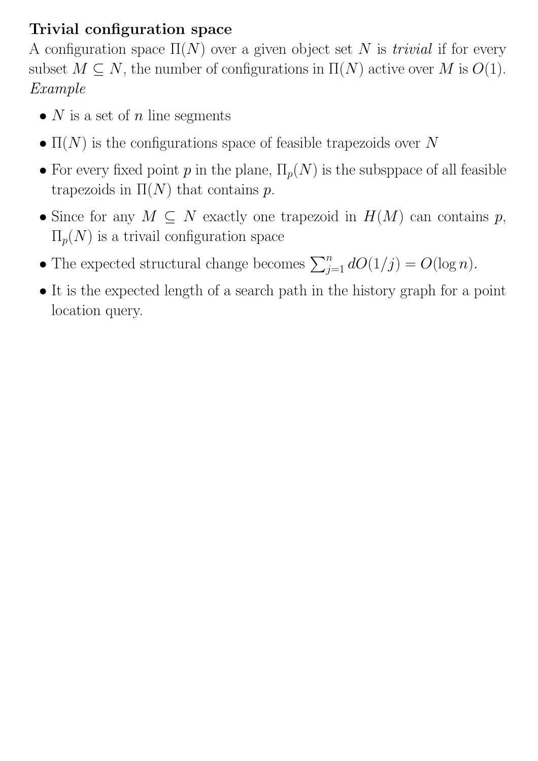**Trivial configuration space**

A configuration space $\Pi(N)$ over a given object set $N$ is *trivial* if for every subset $M \subseteq N$, the number of configurations in $\Pi(N)$ active over $M$ is $O(1)$.

*Example*

- $N$ is a set of $n$ line segments
- $\Pi(N)$ is the configurations space of feasible trapezoids over $N$
- For every fixed point $p$ in the plane, $\Pi_p(N)$ is the subsppace of all feasible trapezoids in $\Pi(N)$ that contains $p$.
- Since for any $M \subseteq N$ exactly one trapezoid in $H(M)$ can contains $p$, $\Pi_p(N)$ is a trivail configuration space
- The expected structural change becomes $\sum_{j=1}^{n} dO(1/j) = O(\log n)$.
- It is the expected length of a search path in the history graph for a point location query.